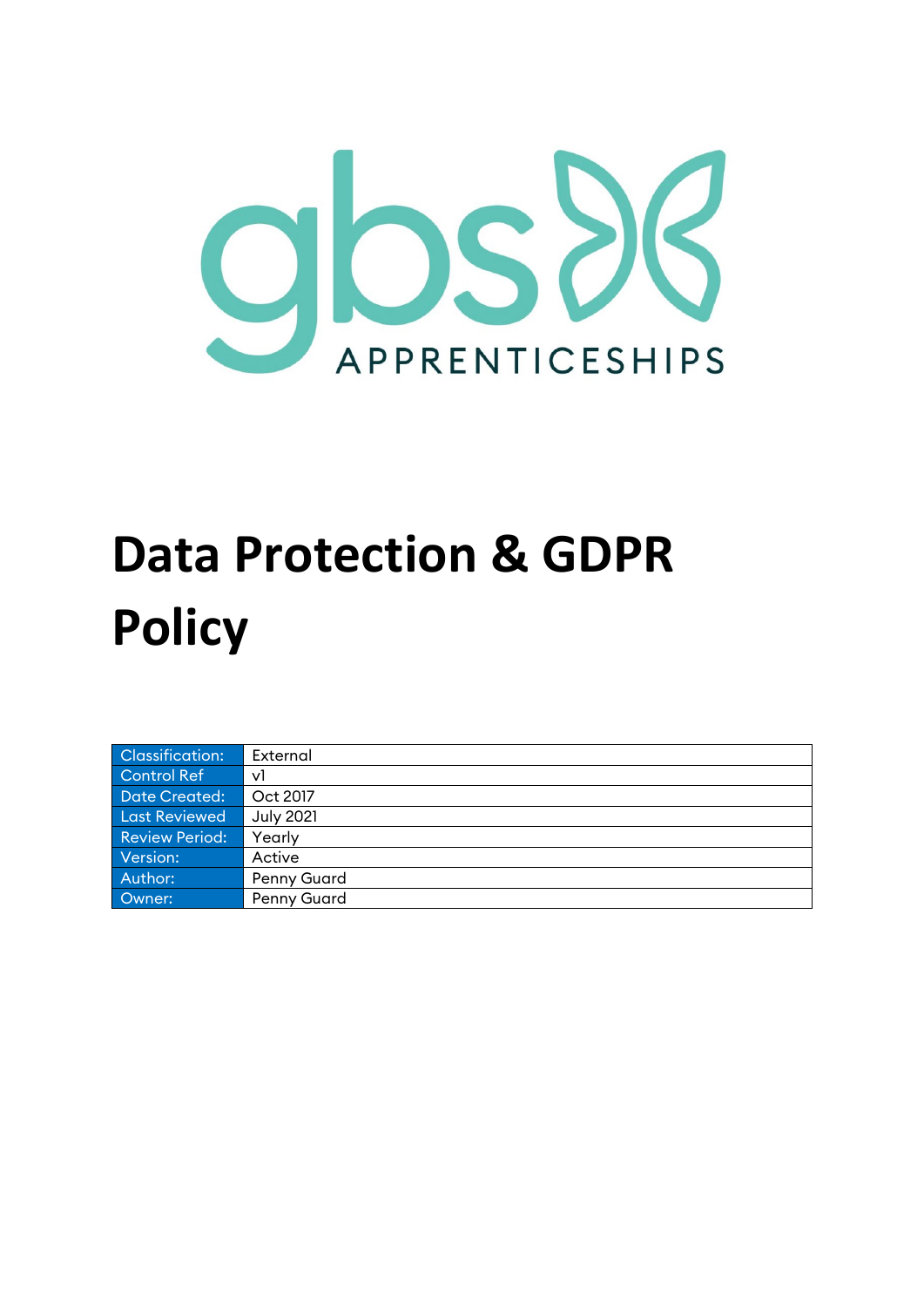gbs APPRENTICESHIPS

# Data Protection & GDPR Policy

| | |
|---|---|
| Classification: | External |
| Control Ref | v1 |
| Date Created: | Oct 2017 |
| Last Reviewed | July 2021 |
| Review Period: | Yearly |
| Version: | Active |
| Author: | Penny Guard |
| Owner: | Penny Guard |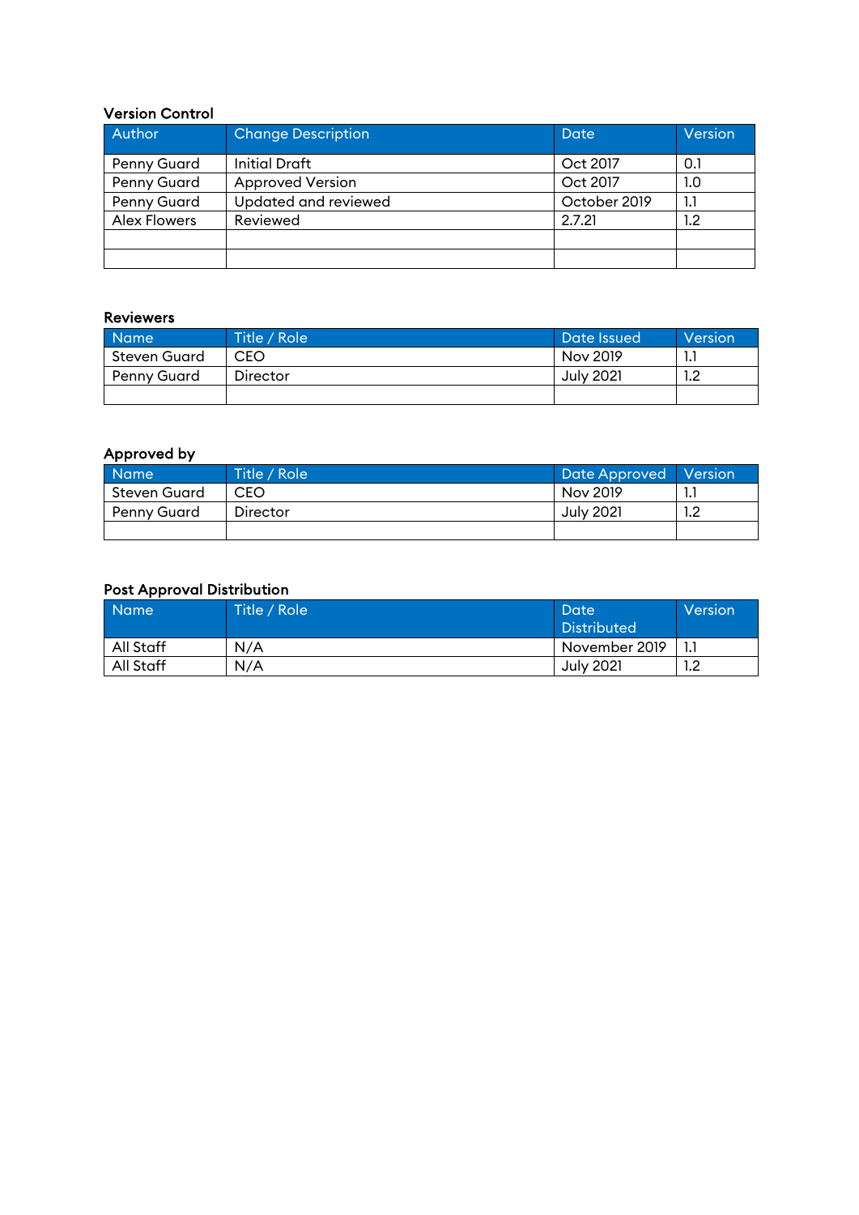## Version Control

| Author | Change Description | Date | Version |
|---|---|---|---|
| Penny Guard | Initial Draft | Oct 2017 | 0.1 |
| Penny Guard | Approved Version | Oct 2017 | 1.0 |
| Penny Guard | Updated and reviewed | October 2019 | 1.1 |
| Alex Flowers | Reviewed | 2.7.21 | 1.2 |
| | | | |
| | | | |

## Reviewers

| Name | Title / Role | Date Issued | Version |
|---|---|---|---|
| Steven Guard | CEO | Nov 2019 | 1.1 |
| Penny Guard | Director | July 2021 | 1.2 |
| | | | |

## Approved by

| Name | Title / Role | Date Approved | Version |
|---|---|---|---|
| Steven Guard | CEO | Nov 2019 | 1.1 |
| Penny Guard | Director | July 2021 | 1.2 |
| | | | |

## Post Approval Distribution

| Name | Title / Role | Date Distributed | Version |
|---|---|---|---|
| All Staff | N/A | November 2019 | 1.1 |
| All Staff | N/A | July 2021 | 1.2 |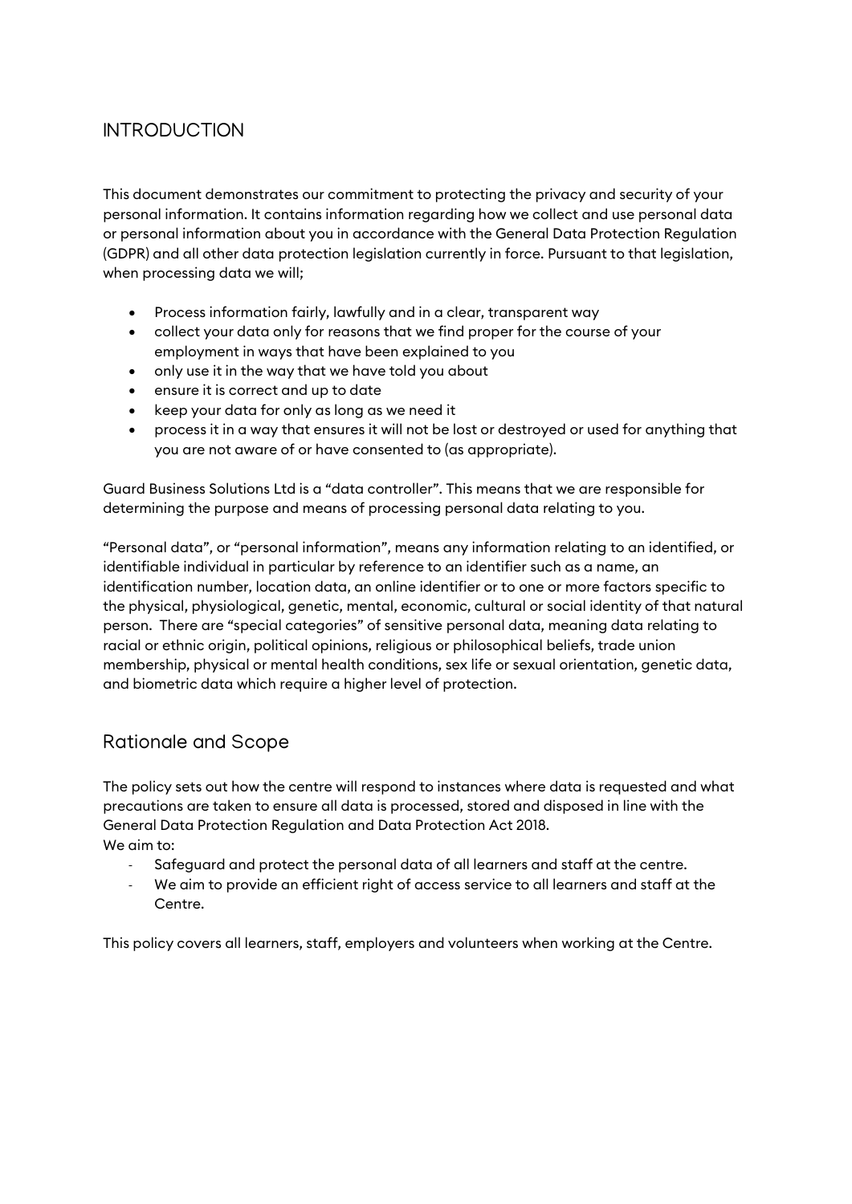## INTRODUCTION

This document demonstrates our commitment to protecting the privacy and security of your personal information. It contains information regarding how we collect and use personal data or personal information about you in accordance with the General Data Protection Regulation (GDPR) and all other data protection legislation currently in force. Pursuant to that legislation, when processing data we will;

- Process information fairly, lawfully and in a clear, transparent way
- collect your data only for reasons that we find proper for the course of your employment in ways that have been explained to you
- only use it in the way that we have told you about
- ensure it is correct and up to date
- keep your data for only as long as we need it
- process it in a way that ensures it will not be lost or destroyed or used for anything that you are not aware of or have consented to (as appropriate).

Guard Business Solutions Ltd is a "data controller". This means that we are responsible for determining the purpose and means of processing personal data relating to you.

"Personal data", or "personal information", means any information relating to an identified, or identifiable individual in particular by reference to an identifier such as a name, an identification number, location data, an online identifier or to one or more factors specific to the physical, physiological, genetic, mental, economic, cultural or social identity of that natural person. There are "special categories" of sensitive personal data, meaning data relating to racial or ethnic origin, political opinions, religious or philosophical beliefs, trade union membership, physical or mental health conditions, sex life or sexual orientation, genetic data, and biometric data which require a higher level of protection.

## Rationale and Scope

The policy sets out how the centre will respond to instances where data is requested and what precautions are taken to ensure all data is processed, stored and disposed in line with the General Data Protection Regulation and Data Protection Act 2018.
We aim to:

- Safeguard and protect the personal data of all learners and staff at the centre.
- We aim to provide an efficient right of access service to all learners and staff at the Centre.

This policy covers all learners, staff, employers and volunteers when working at the Centre.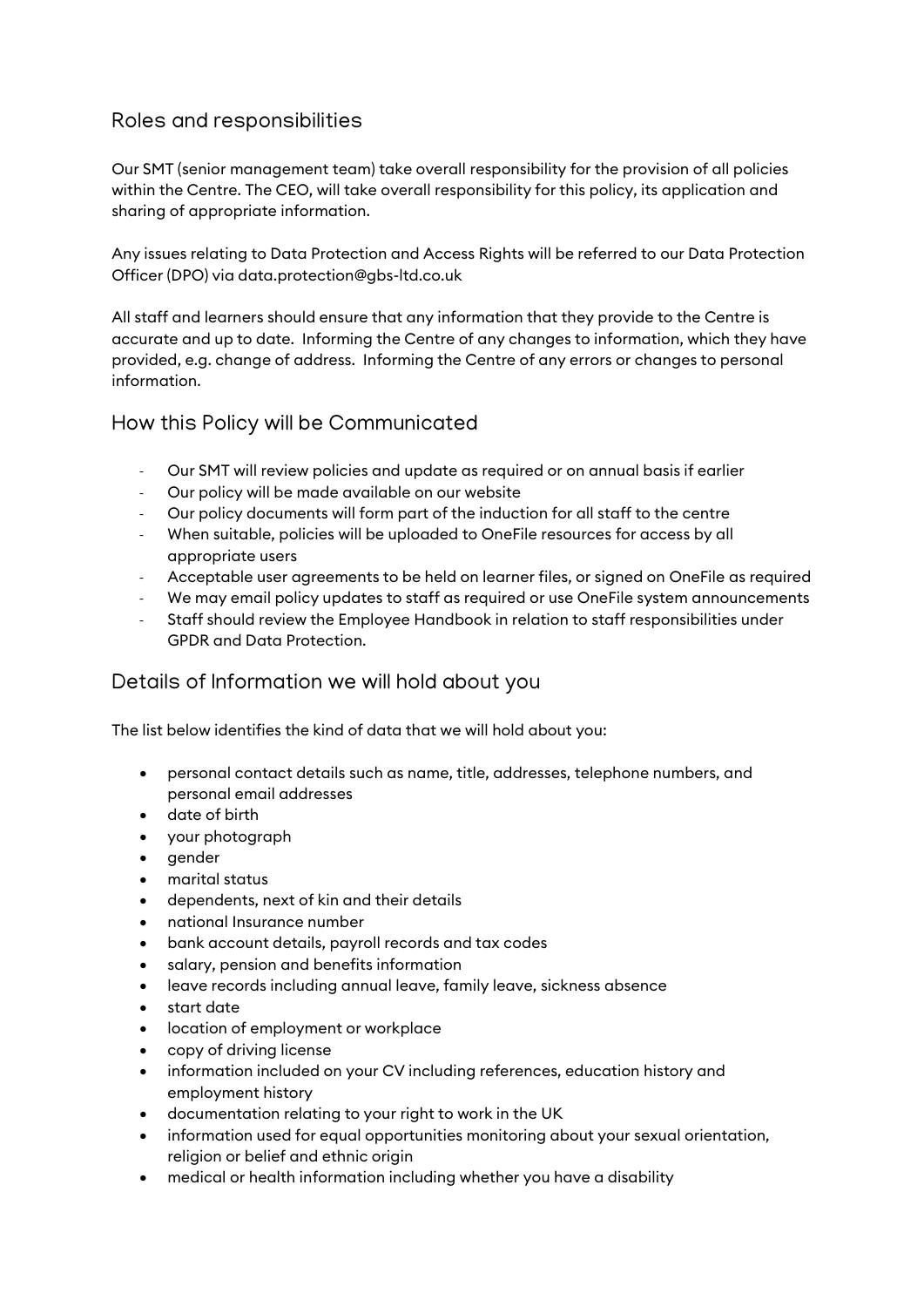## Roles and responsibilities

Our SMT (senior management team) take overall responsibility for the provision of all policies within the Centre. The CEO, will take overall responsibility for this policy, its application and sharing of appropriate information.

Any issues relating to Data Protection and Access Rights will be referred to our Data Protection Officer (DPO) via data.protection@gbs-ltd.co.uk

All staff and learners should ensure that any information that they provide to the Centre is accurate and up to date. Informing the Centre of any changes to information, which they have provided, e.g. change of address. Informing the Centre of any errors or changes to personal information.

## How this Policy will be Communicated

- Our SMT will review policies and update as required or on annual basis if earlier
- Our policy will be made available on our website
- Our policy documents will form part of the induction for all staff to the centre
- When suitable, policies will be uploaded to OneFile resources for access by all appropriate users
- Acceptable user agreements to be held on learner files, or signed on OneFile as required
- We may email policy updates to staff as required or use OneFile system announcements
- Staff should review the Employee Handbook in relation to staff responsibilities under GPDR and Data Protection.

## Details of Information we will hold about you

The list below identifies the kind of data that we will hold about you:

- personal contact details such as name, title, addresses, telephone numbers, and personal email addresses
- date of birth
- your photograph
- gender
- marital status
- dependents, next of kin and their details
- national Insurance number
- bank account details, payroll records and tax codes
- salary, pension and benefits information
- leave records including annual leave, family leave, sickness absence
- start date
- location of employment or workplace
- copy of driving license
- information included on your CV including references, education history and employment history
- documentation relating to your right to work in the UK
- information used for equal opportunities monitoring about your sexual orientation, religion or belief and ethnic origin
- medical or health information including whether you have a disability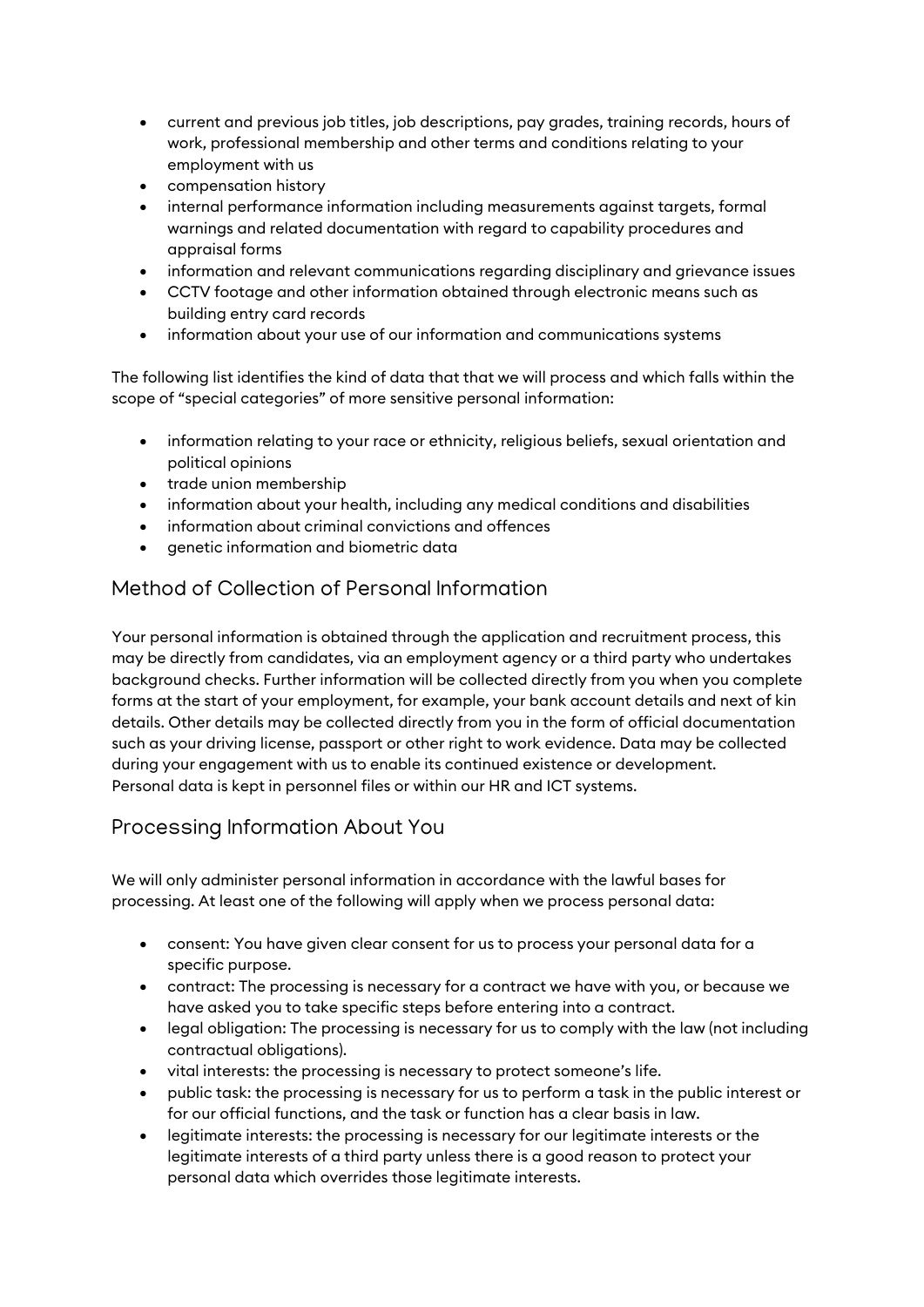- current and previous job titles, job descriptions, pay grades, training records, hours of work, professional membership and other terms and conditions relating to your employment with us
- compensation history
- internal performance information including measurements against targets, formal warnings and related documentation with regard to capability procedures and appraisal forms
- information and relevant communications regarding disciplinary and grievance issues
- CCTV footage and other information obtained through electronic means such as building entry card records
- information about your use of our information and communications systems

The following list identifies the kind of data that that we will process and which falls within the scope of "special categories" of more sensitive personal information:

- information relating to your race or ethnicity, religious beliefs, sexual orientation and political opinions
- trade union membership
- information about your health, including any medical conditions and disabilities
- information about criminal convictions and offences
- genetic information and biometric data

## Method of Collection of Personal Information

Your personal information is obtained through the application and recruitment process, this may be directly from candidates, via an employment agency or a third party who undertakes background checks. Further information will be collected directly from you when you complete forms at the start of your employment, for example, your bank account details and next of kin details. Other details may be collected directly from you in the form of official documentation such as your driving license, passport or other right to work evidence. Data may be collected during your engagement with us to enable its continued existence or development.
Personal data is kept in personnel files or within our HR and ICT systems.

## Processing Information About You

We will only administer personal information in accordance with the lawful bases for processing. At least one of the following will apply when we process personal data:

- consent: You have given clear consent for us to process your personal data for a specific purpose.
- contract: The processing is necessary for a contract we have with you, or because we have asked you to take specific steps before entering into a contract.
- legal obligation: The processing is necessary for us to comply with the law (not including contractual obligations).
- vital interests: the processing is necessary to protect someone's life.
- public task: the processing is necessary for us to perform a task in the public interest or for our official functions, and the task or function has a clear basis in law.
- legitimate interests: the processing is necessary for our legitimate interests or the legitimate interests of a third party unless there is a good reason to protect your personal data which overrides those legitimate interests.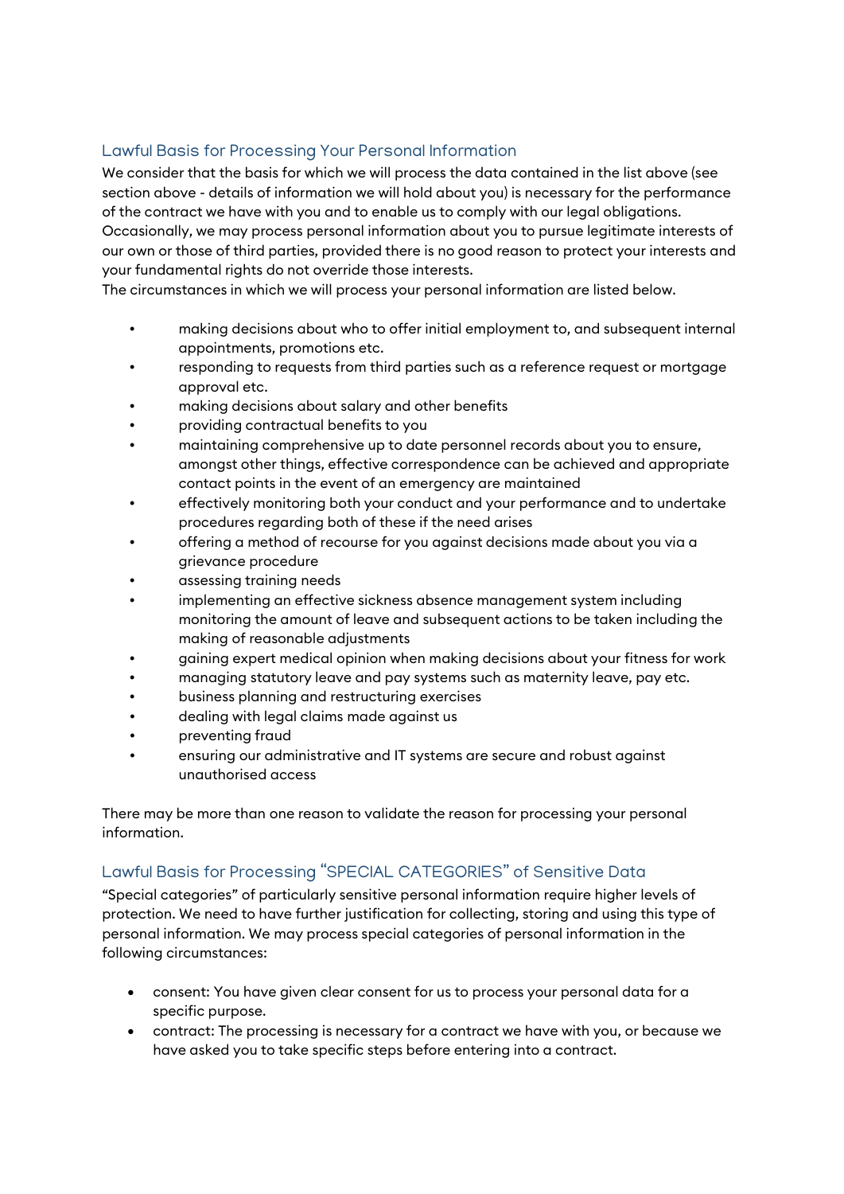## Lawful Basis for Processing Your Personal Information

We consider that the basis for which we will process the data contained in the list above (see section above - details of information we will hold about you) is necessary for the performance of the contract we have with you and to enable us to comply with our legal obligations. Occasionally, we may process personal information about you to pursue legitimate interests of our own or those of third parties, provided there is no good reason to protect your interests and your fundamental rights do not override those interests.
The circumstances in which we will process your personal information are listed below.

- making decisions about who to offer initial employment to, and subsequent internal appointments, promotions etc.
- responding to requests from third parties such as a reference request or mortgage approval etc.
- making decisions about salary and other benefits
- providing contractual benefits to you
- maintaining comprehensive up to date personnel records about you to ensure, amongst other things, effective correspondence can be achieved and appropriate contact points in the event of an emergency are maintained
- effectively monitoring both your conduct and your performance and to undertake procedures regarding both of these if the need arises
- offering a method of recourse for you against decisions made about you via a grievance procedure
- assessing training needs
- implementing an effective sickness absence management system including monitoring the amount of leave and subsequent actions to be taken including the making of reasonable adjustments
- gaining expert medical opinion when making decisions about your fitness for work
- managing statutory leave and pay systems such as maternity leave, pay etc.
- business planning and restructuring exercises
- dealing with legal claims made against us
- preventing fraud
- ensuring our administrative and IT systems are secure and robust against unauthorised access

There may be more than one reason to validate the reason for processing your personal information.

## Lawful Basis for Processing "SPECIAL CATEGORIES" of Sensitive Data

"Special categories" of particularly sensitive personal information require higher levels of protection. We need to have further justification for collecting, storing and using this type of personal information. We may process special categories of personal information in the following circumstances:

- consent: You have given clear consent for us to process your personal data for a specific purpose.
- contract: The processing is necessary for a contract we have with you, or because we have asked you to take specific steps before entering into a contract.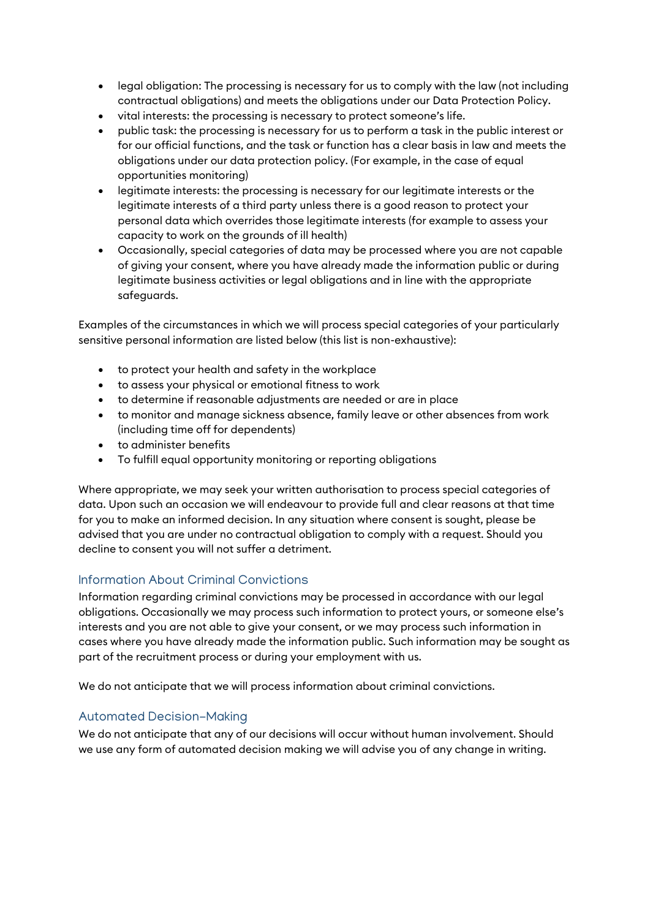- legal obligation: The processing is necessary for us to comply with the law (not including contractual obligations) and meets the obligations under our Data Protection Policy.
- vital interests: the processing is necessary to protect someone's life.
- public task: the processing is necessary for us to perform a task in the public interest or for our official functions, and the task or function has a clear basis in law and meets the obligations under our data protection policy. (For example, in the case of equal opportunities monitoring)
- legitimate interests: the processing is necessary for our legitimate interests or the legitimate interests of a third party unless there is a good reason to protect your personal data which overrides those legitimate interests (for example to assess your capacity to work on the grounds of ill health)
- Occasionally, special categories of data may be processed where you are not capable of giving your consent, where you have already made the information public or during legitimate business activities or legal obligations and in line with the appropriate safeguards.

Examples of the circumstances in which we will process special categories of your particularly sensitive personal information are listed below (this list is non-exhaustive):

- to protect your health and safety in the workplace
- to assess your physical or emotional fitness to work
- to determine if reasonable adjustments are needed or are in place
- to monitor and manage sickness absence, family leave or other absences from work (including time off for dependents)
- to administer benefits
- To fulfill equal opportunity monitoring or reporting obligations

Where appropriate, we may seek your written authorisation to process special categories of data. Upon such an occasion we will endeavour to provide full and clear reasons at that time for you to make an informed decision. In any situation where consent is sought, please be advised that you are under no contractual obligation to comply with a request. Should you decline to consent you will not suffer a detriment.

## Information About Criminal Convictions

Information regarding criminal convictions may be processed in accordance with our legal obligations. Occasionally we may process such information to protect yours, or someone else's interests and you are not able to give your consent, or we may process such information in cases where you have already made the information public. Such information may be sought as part of the recruitment process or during your employment with us.

We do not anticipate that we will process information about criminal convictions.

## Automated Decision-Making

We do not anticipate that any of our decisions will occur without human involvement. Should we use any form of automated decision making we will advise you of any change in writing.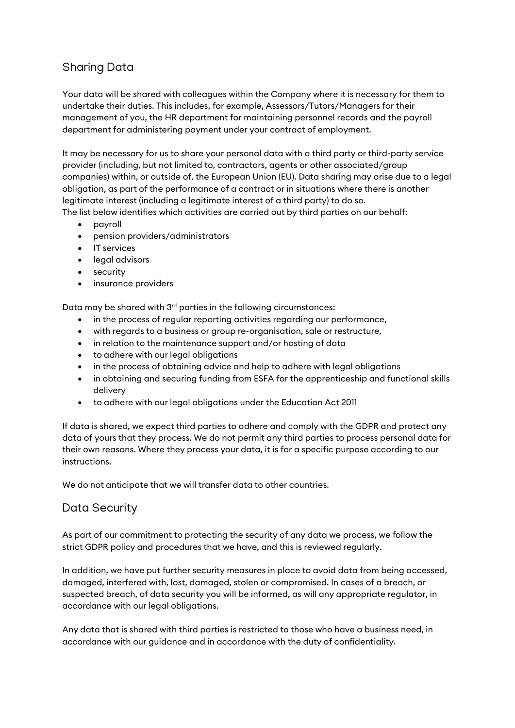## Sharing Data

Your data will be shared with colleagues within the Company where it is necessary for them to undertake their duties. This includes, for example, Assessors/Tutors/Managers for their management of you, the HR department for maintaining personnel records and the payroll department for administering payment under your contract of employment.

It may be necessary for us to share your personal data with a third party or third-party service provider (including, but not limited to, contractors, agents or other associated/group companies) within, or outside of, the European Union (EU). Data sharing may arise due to a legal obligation, as part of the performance of a contract or in situations where there is another legitimate interest (including a legitimate interest of a third party) to do so.
The list below identifies which activities are carried out by third parties on our behalf:

- payroll
- pension providers/administrators
- IT services
- legal advisors
- security
- insurance providers

Data may be shared with 3rd parties in the following circumstances:

- in the process of regular reporting activities regarding our performance,
- with regards to a business or group re-organisation, sale or restructure,
- in relation to the maintenance support and/or hosting of data
- to adhere with our legal obligations
- in the process of obtaining advice and help to adhere with legal obligations
- in obtaining and securing funding from ESFA for the apprenticeship and functional skills delivery
- to adhere with our legal obligations under the Education Act 2011

If data is shared, we expect third parties to adhere and comply with the GDPR and protect any data of yours that they process. We do not permit any third parties to process personal data for their own reasons. Where they process your data, it is for a specific purpose according to our instructions.

We do not anticipate that we will transfer data to other countries.

## Data Security

As part of our commitment to protecting the security of any data we process, we follow the strict GDPR policy and procedures that we have, and this is reviewed regularly.

In addition, we have put further security measures in place to avoid data from being accessed, damaged, interfered with, lost, damaged, stolen or compromised. In cases of a breach, or suspected breach, of data security you will be informed, as will any appropriate regulator, in accordance with our legal obligations.

Any data that is shared with third parties is restricted to those who have a business need, in accordance with our guidance and in accordance with the duty of confidentiality.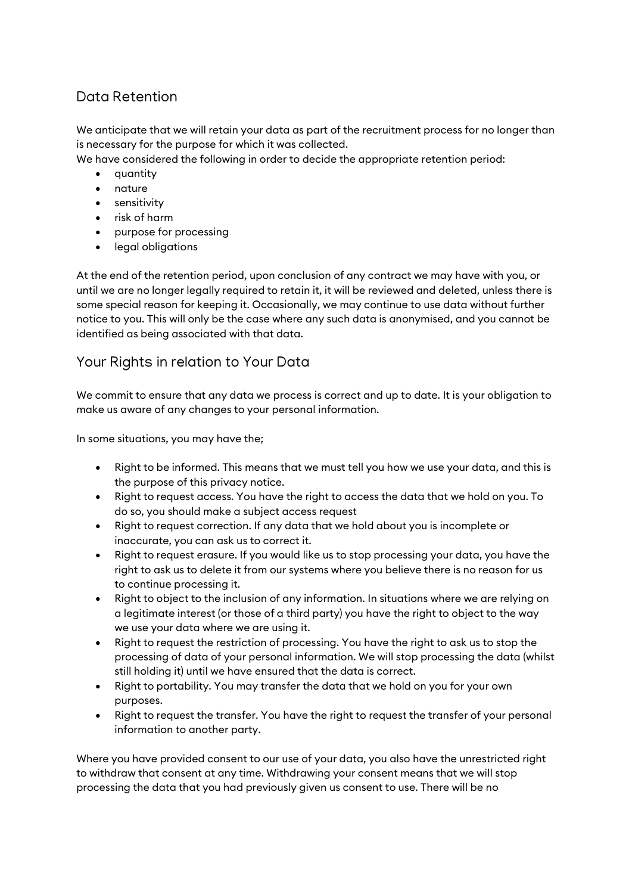## Data Retention

We anticipate that we will retain your data as part of the recruitment process for no longer than is necessary for the purpose for which it was collected.
We have considered the following in order to decide the appropriate retention period:

- quantity
- nature
- sensitivity
- risk of harm
- purpose for processing
- legal obligations

At the end of the retention period, upon conclusion of any contract we may have with you, or until we are no longer legally required to retain it, it will be reviewed and deleted, unless there is some special reason for keeping it. Occasionally, we may continue to use data without further notice to you. This will only be the case where any such data is anonymised, and you cannot be identified as being associated with that data.

## Your Rights in relation to Your Data

We commit to ensure that any data we process is correct and up to date. It is your obligation to make us aware of any changes to your personal information.

In some situations, you may have the;

- Right to be informed. This means that we must tell you how we use your data, and this is the purpose of this privacy notice.
- Right to request access. You have the right to access the data that we hold on you. To do so, you should make a subject access request
- Right to request correction. If any data that we hold about you is incomplete or inaccurate, you can ask us to correct it.
- Right to request erasure. If you would like us to stop processing your data, you have the right to ask us to delete it from our systems where you believe there is no reason for us to continue processing it.
- Right to object to the inclusion of any information. In situations where we are relying on a legitimate interest (or those of a third party) you have the right to object to the way we use your data where we are using it.
- Right to request the restriction of processing. You have the right to ask us to stop the processing of data of your personal information. We will stop processing the data (whilst still holding it) until we have ensured that the data is correct.
- Right to portability. You may transfer the data that we hold on you for your own purposes.
- Right to request the transfer. You have the right to request the transfer of your personal information to another party.

Where you have provided consent to our use of your data, you also have the unrestricted right to withdraw that consent at any time. Withdrawing your consent means that we will stop processing the data that you had previously given us consent to use. There will be no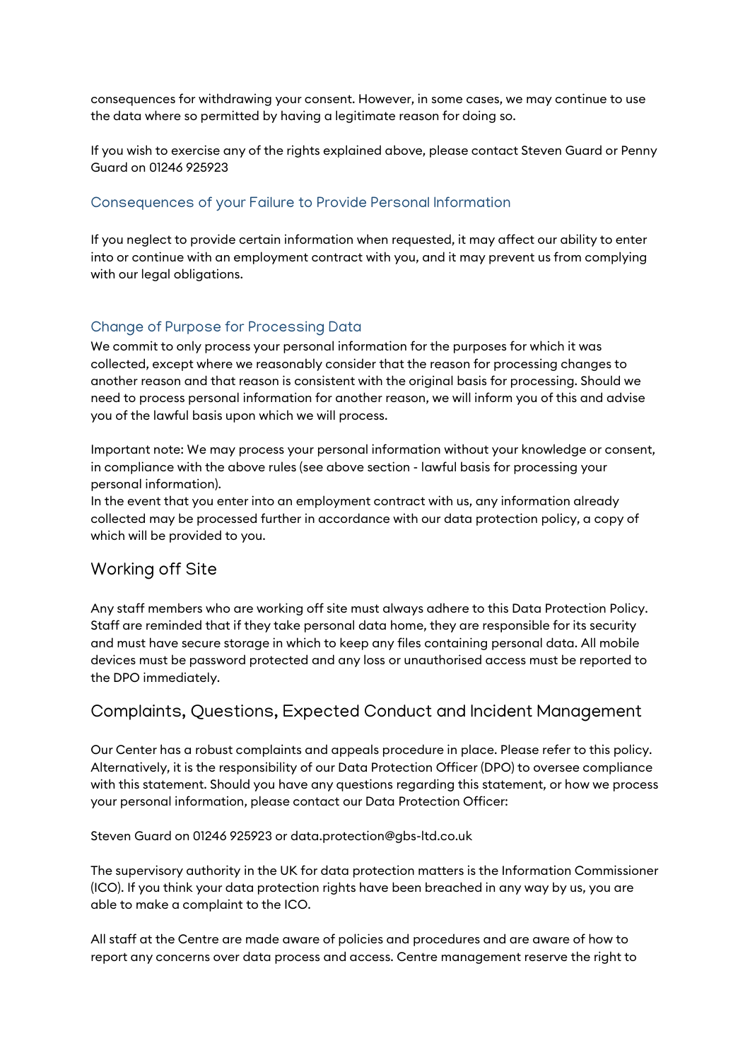consequences for withdrawing your consent. However, in some cases, we may continue to use the data where so permitted by having a legitimate reason for doing so.

If you wish to exercise any of the rights explained above, please contact Steven Guard or Penny Guard on 01246 925923

### Consequences of your Failure to Provide Personal Information

If you neglect to provide certain information when requested, it may affect our ability to enter into or continue with an employment contract with you, and it may prevent us from complying with our legal obligations.

### Change of Purpose for Processing Data

We commit to only process your personal information for the purposes for which it was collected, except where we reasonably consider that the reason for processing changes to another reason and that reason is consistent with the original basis for processing. Should we need to process personal information for another reason, we will inform you of this and advise you of the lawful basis upon which we will process.

Important note: We may process your personal information without your knowledge or consent, in compliance with the above rules (see above section - lawful basis for processing your personal information).
In the event that you enter into an employment contract with us, any information already collected may be processed further in accordance with our data protection policy, a copy of which will be provided to you.

## Working off Site

Any staff members who are working off site must always adhere to this Data Protection Policy. Staff are reminded that if they take personal data home, they are responsible for its security and must have secure storage in which to keep any files containing personal data. All mobile devices must be password protected and any loss or unauthorised access must be reported to the DPO immediately.

## Complaints, Questions, Expected Conduct and Incident Management

Our Center has a robust complaints and appeals procedure in place. Please refer to this policy. Alternatively, it is the responsibility of our Data Protection Officer (DPO) to oversee compliance with this statement. Should you have any questions regarding this statement, or how we process your personal information, please contact our Data Protection Officer:

Steven Guard on 01246 925923 or data.protection@gbs-ltd.co.uk

The supervisory authority in the UK for data protection matters is the Information Commissioner (ICO). If you think your data protection rights have been breached in any way by us, you are able to make a complaint to the ICO.

All staff at the Centre are made aware of policies and procedures and are aware of how to report any concerns over data process and access. Centre management reserve the right to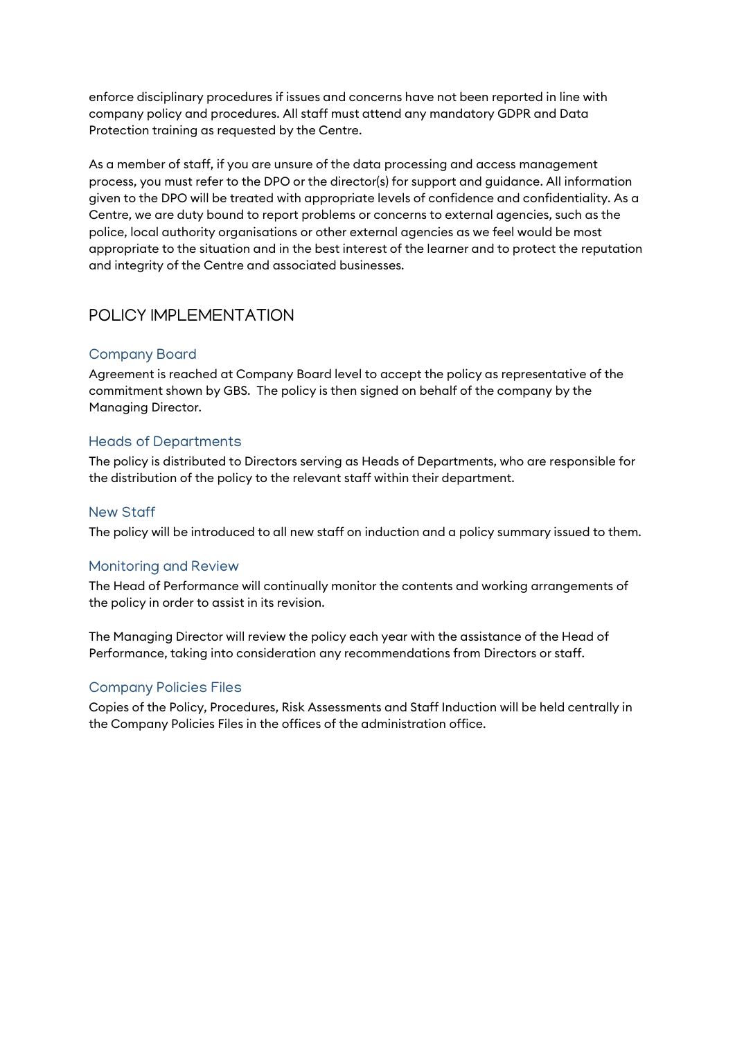enforce disciplinary procedures if issues and concerns have not been reported in line with company policy and procedures. All staff must attend any mandatory GDPR and Data Protection training as requested by the Centre.

As a member of staff, if you are unsure of the data processing and access management process, you must refer to the DPO or the director(s) for support and guidance. All information given to the DPO will be treated with appropriate levels of confidence and confidentiality. As a Centre, we are duty bound to report problems or concerns to external agencies, such as the police, local authority organisations or other external agencies as we feel would be most appropriate to the situation and in the best interest of the learner and to protect the reputation and integrity of the Centre and associated businesses.

## POLICY IMPLEMENTATION

### Company Board

Agreement is reached at Company Board level to accept the policy as representative of the commitment shown by GBS. The policy is then signed on behalf of the company by the Managing Director.

### Heads of Departments

The policy is distributed to Directors serving as Heads of Departments, who are responsible for the distribution of the policy to the relevant staff within their department.

### New Staff

The policy will be introduced to all new staff on induction and a policy summary issued to them.

### Monitoring and Review

The Head of Performance will continually monitor the contents and working arrangements of the policy in order to assist in its revision.

The Managing Director will review the policy each year with the assistance of the Head of Performance, taking into consideration any recommendations from Directors or staff.

### Company Policies Files

Copies of the Policy, Procedures, Risk Assessments and Staff Induction will be held centrally in the Company Policies Files in the offices of the administration office.